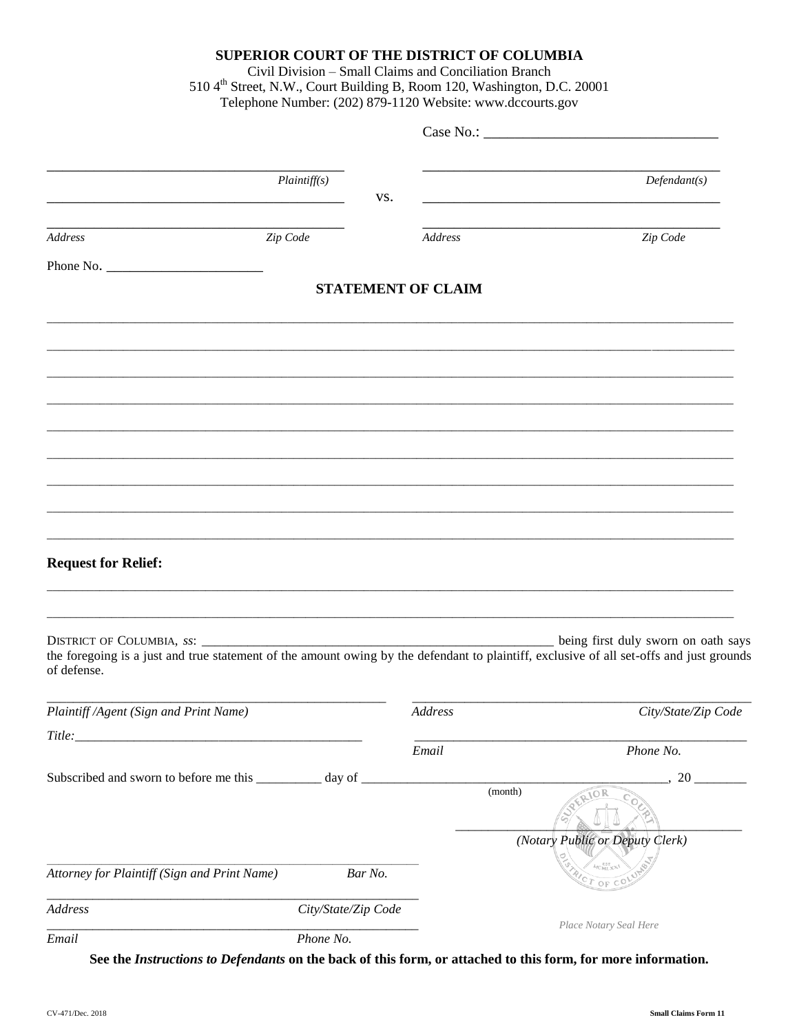**SUPERIOR COURT OF THE DISTRICT OF COLUMBIA**
Civil Division – Small Claims and Conciliation Branch
510 4th Street, N.W., Court Building B, Room 120, Washington, D.C. 20001
Telephone Number: (202) 879-1120 Website: www.dccourts.gov

Case No.: ________________________________

_____________________________________________ *Plaintiff(s)*

vs.

_____________________________________________ *Defendant(s)*

_____________________________________________
*Address* *Zip Code*

_____________________________________________
*Address* *Zip Code*

Phone No. _______________________

## STATEMENT OF CLAIM

_____________________________________________________________________________________________

_____________________________________________________________________________________________

_____________________________________________________________________________________________

_____________________________________________________________________________________________

_____________________________________________________________________________________________

_____________________________________________________________________________________________

_____________________________________________________________________________________________

_____________________________________________________________________________________________

_____________________________________________________________________________________________

**Request for Relief:**

_____________________________________________________________________________________________

_____________________________________________________________________________________________

DISTRICT OF COLUMBIA, *ss*: _________________________________________________________ being first duly sworn on oath says the foregoing is a just and true statement of the amount owing by the defendant to plaintiff, exclusive of all set-offs and just grounds of defense.

_____________________________________________________
*Plaintiff /Agent (Sign and Print Name)*

*Title:*_____________________________________________

_____________________________________________________
*Address* *City/State/Zip Code*

_____________________________________________________
*Email* *Phone No.*

Subscribed and sworn to before me this __________ day of ______________________________________________, 20 ________
(month)

_____________________________________________
*(Notary Public or Deputy Clerk)*

*Place Notary Seal Here*

_____________________________________________________
*Attorney for Plaintiff (Sign and Print Name)* *Bar No.*

_____________________________________________________
*Address* *City/State/Zip Code*

_____________________________________________________
*Email* *Phone No.*

**See the *Instructions to Defendants* on the back of this form, or attached to this form, for more information.**

CV-471/Dec. 2018 **Small Claims Form 11**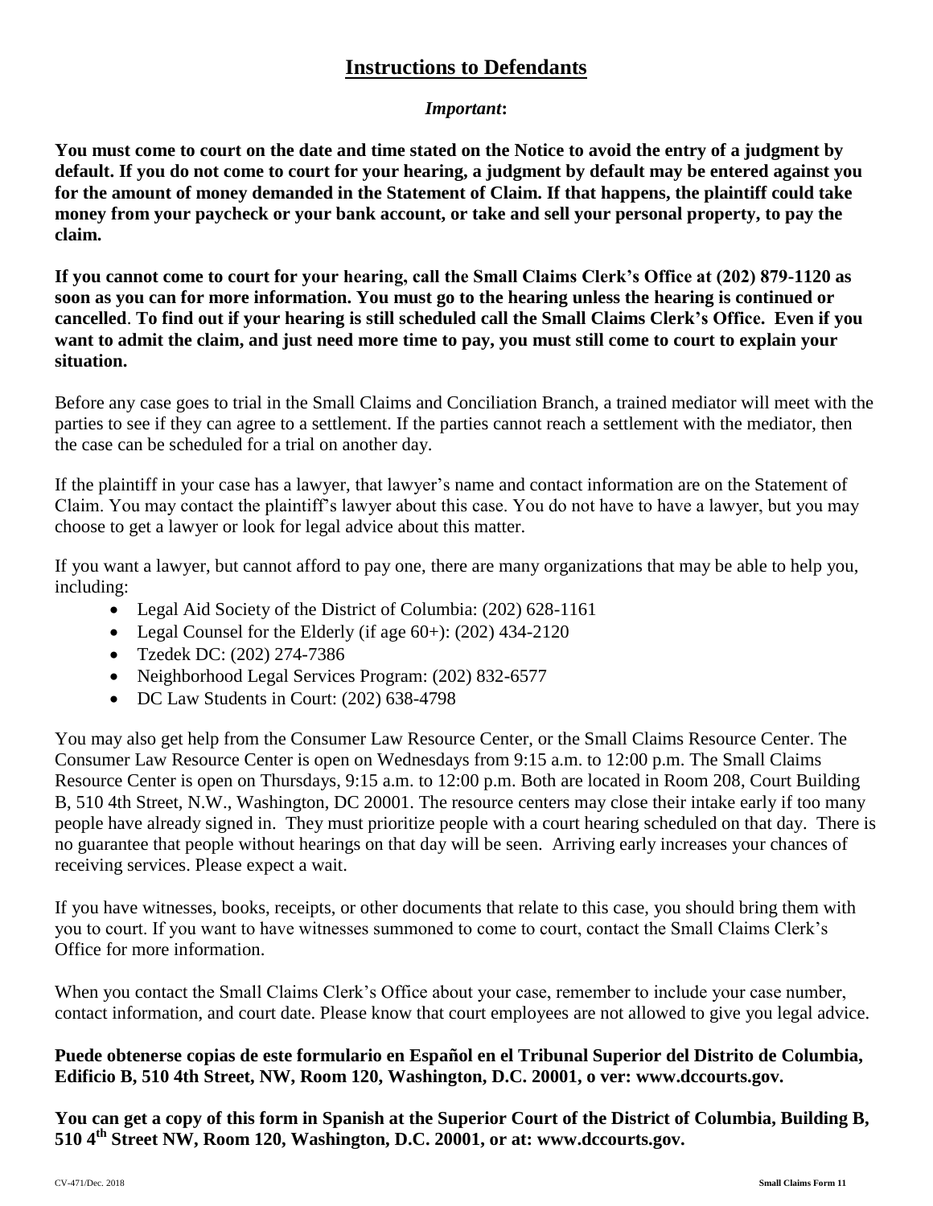## Instructions to Defendants

***Important*:**

**You must come to court on the date and time stated on the Notice to avoid the entry of a judgment by default. If you do not come to court for your hearing, a judgment by default may be entered against you for the amount of money demanded in the Statement of Claim. If that happens, the plaintiff could take money from your paycheck or your bank account, or take and sell your personal property, to pay the claim.**

**If you cannot come to court for your hearing, call the Small Claims Clerk's Office at (202) 879-1120 as soon as you can for more information. You must go to the hearing unless the hearing is continued or cancelled. To find out if your hearing is still scheduled call the Small Claims Clerk's Office. Even if you want to admit the claim, and just need more time to pay, you must still come to court to explain your situation.**

Before any case goes to trial in the Small Claims and Conciliation Branch, a trained mediator will meet with the parties to see if they can agree to a settlement. If the parties cannot reach a settlement with the mediator, then the case can be scheduled for a trial on another day.

If the plaintiff in your case has a lawyer, that lawyer's name and contact information are on the Statement of Claim. You may contact the plaintiff's lawyer about this case. You do not have to have a lawyer, but you may choose to get a lawyer or look for legal advice about this matter.

If you want a lawyer, but cannot afford to pay one, there are many organizations that may be able to help you, including:

- Legal Aid Society of the District of Columbia: (202) 628-1161
- Legal Counsel for the Elderly (if age 60+): (202) 434-2120
- Tzedek DC: (202) 274-7386
- Neighborhood Legal Services Program: (202) 832-6577
- DC Law Students in Court: (202) 638-4798

You may also get help from the Consumer Law Resource Center, or the Small Claims Resource Center. The Consumer Law Resource Center is open on Wednesdays from 9:15 a.m. to 12:00 p.m. The Small Claims Resource Center is open on Thursdays, 9:15 a.m. to 12:00 p.m. Both are located in Room 208, Court Building B, 510 4th Street, N.W., Washington, DC 20001. The resource centers may close their intake early if too many people have already signed in. They must prioritize people with a court hearing scheduled on that day. There is no guarantee that people without hearings on that day will be seen. Arriving early increases your chances of receiving services. Please expect a wait.

If you have witnesses, books, receipts, or other documents that relate to this case, you should bring them with you to court. If you want to have witnesses summoned to come to court, contact the Small Claims Clerk's Office for more information.

When you contact the Small Claims Clerk's Office about your case, remember to include your case number, contact information, and court date. Please know that court employees are not allowed to give you legal advice.

**Puede obtenerse copias de este formulario en Español en el Tribunal Superior del Distrito de Columbia, Edificio B, 510 4th Street, NW, Room 120, Washington, D.C. 20001, o ver: www.dccourts.gov.**

**You can get a copy of this form in Spanish at the Superior Court of the District of Columbia, Building B, 510 4th Street NW, Room 120, Washington, D.C. 20001, or at: www.dccourts.gov.**

CV-471/Dec. 2018 **Small Claims Form 11**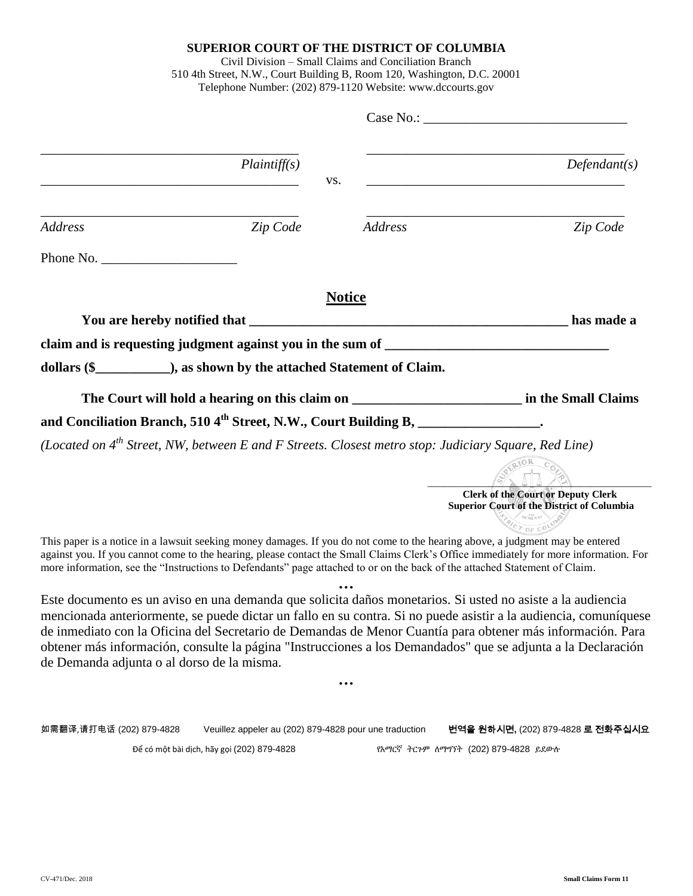**SUPERIOR COURT OF THE DISTRICT OF COLUMBIA**
Civil Division – Small Claims and Conciliation Branch
510 4th Street, N.W., Court Building B, Room 120, Washington, D.C. 20001
Telephone Number: (202) 879-1120 Website: www.dccourts.gov

Case No.: ______________________________

| | | |
|---|---|---|
| ______________________________ *Plaintiff(s)* | | ______________________________ *Defendant(s)* |
| ______________________________ | vs. | ______________________________ |
| ______________________________ | | ______________________________ |
| *Address* *Zip Code* | | *Address* *Zip Code* |

Phone No. ____________________

## Notice

**You are hereby notified that ______________________________________________ has made a claim and is requesting judgment against you in the sum of ________________________________ dollars ($___________), as shown by the attached Statement of Claim.**

**The Court will hold a hearing on this claim on _________________________ in the Small Claims and Conciliation Branch, 510 4th Street, N.W., Court Building B, __________________.**

*(Located on 4th Street, NW, between E and F Streets. Closest metro stop: Judiciary Square, Red Line)*

______________________________
**Clerk of the Court or Deputy Clerk**
**Superior Court of the District of Columbia**

This paper is a notice in a lawsuit seeking money damages. If you do not come to the hearing above, a judgment may be entered against you. If you cannot come to the hearing, please contact the Small Claims Clerk's Office immediately for more information. For more information, see the "Instructions to Defendants" page attached to or on the back of the attached Statement of Claim.

…

Este documento es un aviso en una demanda que solicita daños monetarios. Si usted no asiste a la audiencia mencionada anteriormente, se puede dictar un fallo en su contra. Si no puede asistir a la audiencia, comuníquese de inmediato con la Oficina del Secretario de Demandas de Menor Cuantía para obtener más información. Para obtener más información, consulte la página "Instrucciones a los Demandados" que se adjunta a la Declaración de Demanda adjunta o al dorso de la misma.

…

如需翻译,请打电话 (202) 879-4828 Veuillez appeler au (202) 879-4828 pour une traduction **번역을 원하시면,** (202) 879-4828 **로 전화주십시요**

Để có một bài dịch, hãy gọi (202) 879-4828 የአማርኛ ትርጉም ለማግኘት (202) 879-4828 ይደውሉ

CV-471/Dec. 2018 **Small Claims Form 11**